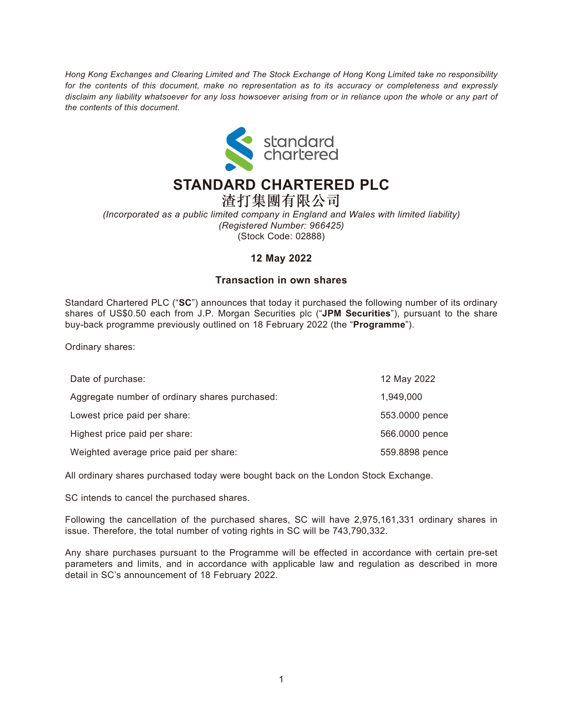*Hong Kong Exchanges and Clearing Limited and The Stock Exchange of Hong Kong Limited take no responsibility for the contents of this document, make no representation as to its accuracy or completeness and expressly disclaim any liability whatsoever for any loss howsoever arising from or in reliance upon the whole or any part of the contents of this document.*

# STANDARD CHARTERED PLC

# 渣打集團有限公司

*(Incorporated as a public limited company in England and Wales with limited liability)*
*(Registered Number: 966425)*
(Stock Code: 02888)

**12 May 2022**

## Transaction in own shares

Standard Chartered PLC ("**SC**") announces that today it purchased the following number of its ordinary shares of US$0.50 each from J.P. Morgan Securities plc ("**JPM Securities**"), pursuant to the share buy-back programme previously outlined on 18 February 2022 (the "**Programme**").

Ordinary shares:

| | |
|---|---|
| Date of purchase: | 12 May 2022 |
| Aggregate number of ordinary shares purchased: | 1,949,000 |
| Lowest price paid per share: | 553.0000 pence |
| Highest price paid per share: | 566.0000 pence |
| Weighted average price paid per share: | 559.8898 pence |

All ordinary shares purchased today were bought back on the London Stock Exchange.

SC intends to cancel the purchased shares.

Following the cancellation of the purchased shares, SC will have 2,975,161,331 ordinary shares in issue. Therefore, the total number of voting rights in SC will be 743,790,332.

Any share purchases pursuant to the Programme will be effected in accordance with certain pre-set parameters and limits, and in accordance with applicable law and regulation as described in more detail in SC's announcement of 18 February 2022.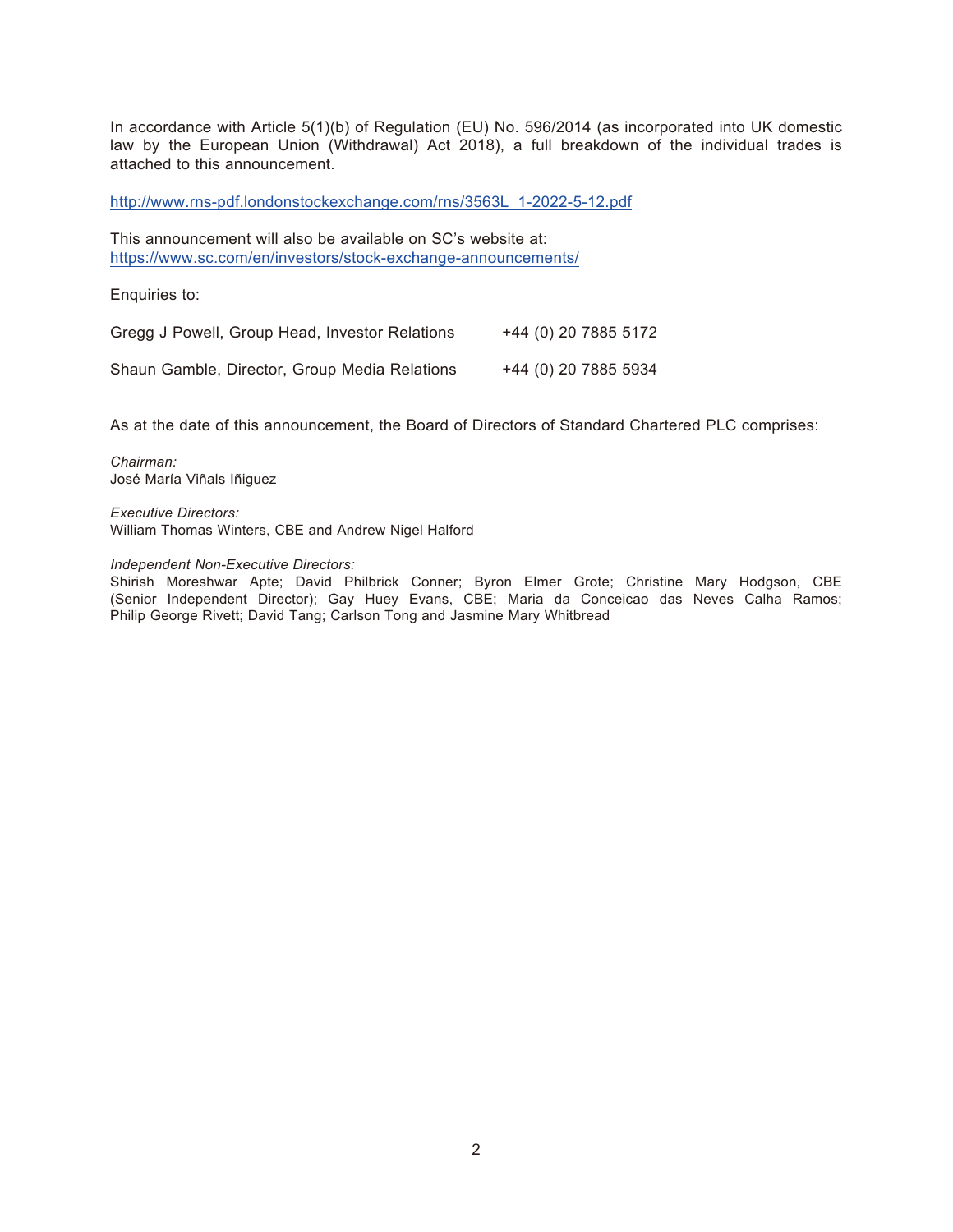In accordance with Article 5(1)(b) of Regulation (EU) No. 596/2014 (as incorporated into UK domestic law by the European Union (Withdrawal) Act 2018), a full breakdown of the individual trades is attached to this announcement.

http://www.rns-pdf.londonstockexchange.com/rns/3563L_1-2022-5-12.pdf

This announcement will also be available on SC's website at:
https://www.sc.com/en/investors/stock-exchange-announcements/

Enquiries to:

| | |
|---|---|
| Gregg J Powell, Group Head, Investor Relations | +44 (0) 20 7885 5172 |
| Shaun Gamble, Director, Group Media Relations | +44 (0) 20 7885 5934 |

As at the date of this announcement, the Board of Directors of Standard Chartered PLC comprises:

*Chairman:*
José María Viñals Iñiguez

*Executive Directors:*
William Thomas Winters, CBE and Andrew Nigel Halford

*Independent Non-Executive Directors:*
Shirish Moreshwar Apte; David Philbrick Conner; Byron Elmer Grote; Christine Mary Hodgson, CBE (Senior Independent Director); Gay Huey Evans, CBE; Maria da Conceicao das Neves Calha Ramos; Philip George Rivett; David Tang; Carlson Tong and Jasmine Mary Whitbread